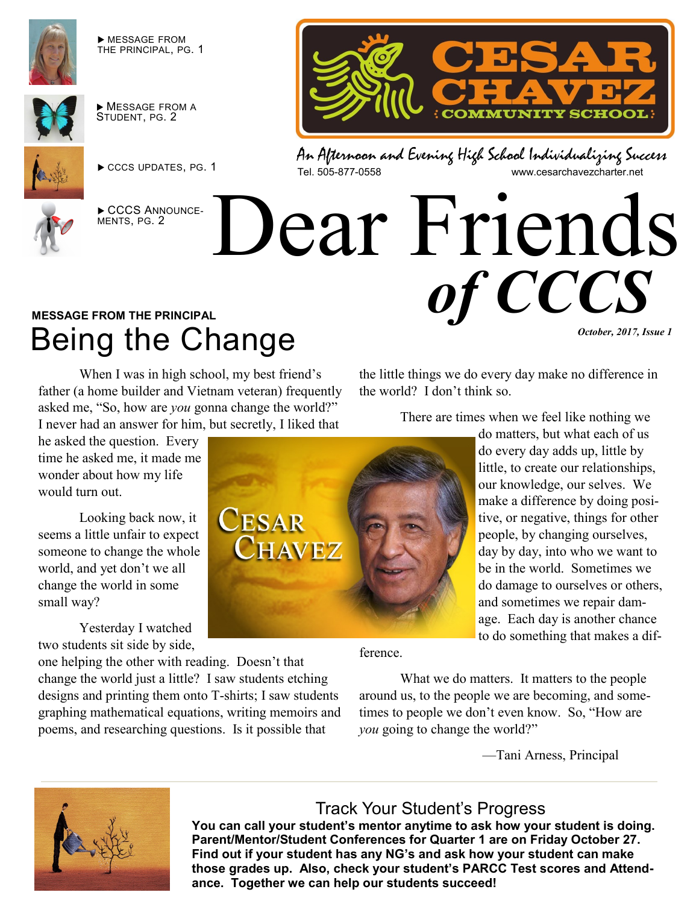▶ MESSAGE FROM THE PRINCIPAL, PG. 1

▶ MESSAGE FROM A STUDENT, PG. 2

▶ CCCS UPDATES, PG. 1

▶ CCCS ANNOUNCEMENTS, PG. 2

CESAR CHAVEZ COMMUNITY SCHOOL

*An Afternoon and Evening High School Individualizing Success*

Tel. 505-877-0558 www.cesarchavezcharter.net

# Dear Friends *of CCCS*

*October, 2017, Issue 1*

**MESSAGE FROM THE PRINCIPAL**

## Being the Change

When I was in high school, my best friend's father (a home builder and Vietnam veteran) frequently asked me, "So, how are *you* gonna change the world?" I never had an answer for him, but secretly, I liked that he asked the question. Every time he asked me, it made me wonder about how my life would turn out.

Looking back now, it seems a little unfair to expect someone to change the whole world, and yet don't we all change the world in some small way?

Yesterday I watched two students sit side by side, one helping the other with reading. Doesn't that change the world just a little? I saw students etching designs and printing them onto T-shirts; I saw students graphing mathematical equations, writing memoirs and poems, and researching questions. Is it possible that the little things we do every day make no difference in the world? I don't think so.

There are times when we feel like nothing we do matters, but what each of us do every day adds up, little by little, to create our relationships, our knowledge, our selves. We make a difference by doing positive, or negative, things for other people, by changing ourselves, day by day, into who we want to be in the world. Sometimes we do damage to ourselves or others, and sometimes we repair damage. Each day is another chance to do something that makes a difference.

What we do matters. It matters to the people around us, to the people we are becoming, and sometimes to people we don't even know. So, "How are *you* going to change the world?"

—Tani Arness, Principal

## Track Your Student's Progress

**You can call your student's mentor anytime to ask how your student is doing. Parent/Mentor/Student Conferences for Quarter 1 are on Friday October 27. Find out if your student has any NG's and ask how your student can make those grades up. Also, check your student's PARCC Test scores and Attendance. Together we can help our students succeed!**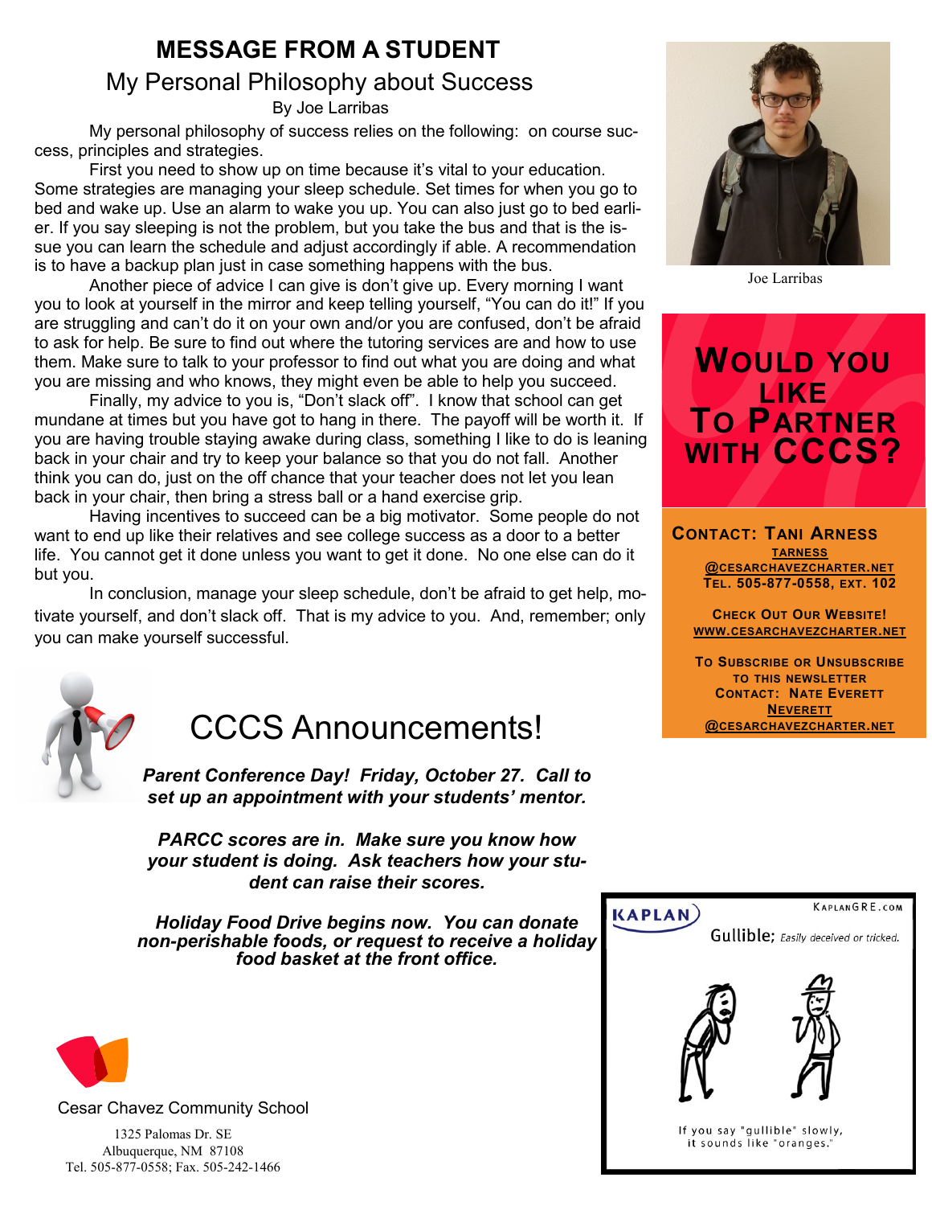# MESSAGE FROM A STUDENT

## My Personal Philosophy about Success

By Joe Larribas

My personal philosophy of success relies on the following: on course success, principles and strategies.

First you need to show up on time because it's vital to your education. Some strategies are managing your sleep schedule. Set times for when you go to bed and wake up. Use an alarm to wake you up. You can also just go to bed earlier. If you say sleeping is not the problem, but you take the bus and that is the issue you can learn the schedule and adjust accordingly if able. A recommendation is to have a backup plan just in case something happens with the bus.

Another piece of advice I can give is don't give up. Every morning I want you to look at yourself in the mirror and keep telling yourself, "You can do it!" If you are struggling and can't do it on your own and/or you are confused, don't be afraid to ask for help. Be sure to find out where the tutoring services are and how to use them. Make sure to talk to your professor to find out what you are doing and what you are missing and who knows, they might even be able to help you succeed.

Finally, my advice to you is, "Don't slack off". I know that school can get mundane at times but you have got to hang in there. The payoff will be worth it. If you are having trouble staying awake during class, something I like to do is leaning back in your chair and try to keep your balance so that you do not fall. Another think you can do, just on the off chance that your teacher does not let you lean back in your chair, then bring a stress ball or a hand exercise grip.

Having incentives to succeed can be a big motivator. Some people do not want to end up like their relatives and see college success as a door to a better life. You cannot get it done unless you want to get it done. No one else can do it but you.

In conclusion, manage your sleep schedule, don't be afraid to get help, motivate yourself, and don't slack off. That is my advice to you. And, remember; only you can make yourself successful.

Joe Larribas

# CCCS Announcements!

***Parent Conference Day! Friday, October 27. Call to set up an appointment with your students' mentor.***

***PARCC scores are in. Make sure you know how your student is doing. Ask teachers how your student can raise their scores.***

***Holiday Food Drive begins now. You can donate non-perishable foods, or request to receive a holiday food basket at the front office.***

Cesar Chavez Community School

1325 Palomas Dr. SE
Albuquerque, NM 87108
Tel. 505-877-0558; Fax. 505-242-1466

## WOULD YOU LIKE TO PARTNER WITH CCCS?

**CONTACT: TANI ARNESS**
TARNESS@CESARCHAVEZCHARTER.NET
TEL. 505-877-0558, EXT. 102

**CHECK OUT OUR WEBSITE!**
WWW.CESARCHAVEZCHARTER.NET

**TO SUBSCRIBE OR UNSUBSCRIBE TO THIS NEWSLETTER**
**CONTACT: NATE EVERETT**
NEVERETT@CESARCHAVEZCHARTER.NET

KAPLAN KAPLANGRE.COM

Gullible; *Easily deceived or tricked.*

If you say "gullible" slowly, it sounds like "oranges."